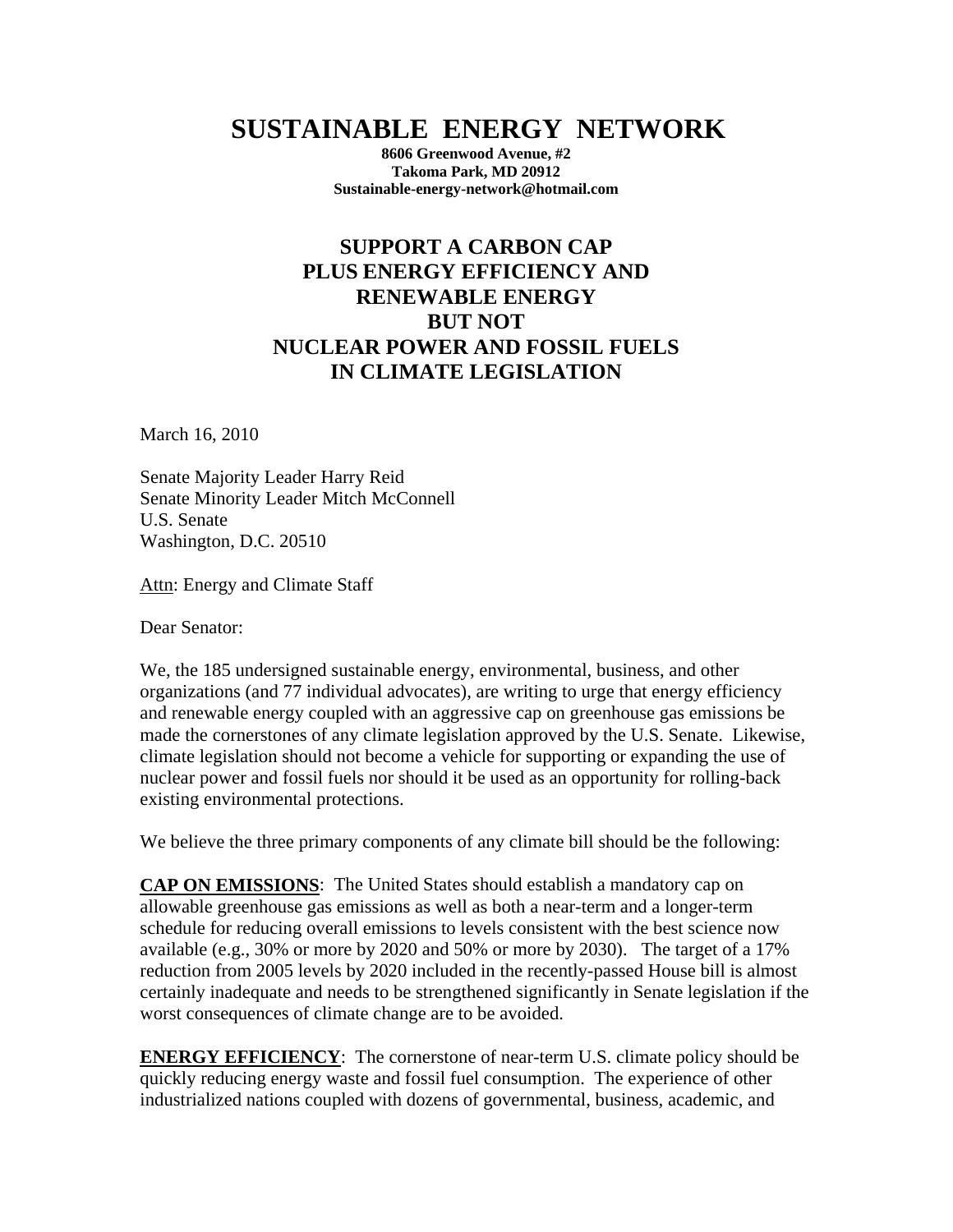# SUSTAINABLE ENERGY NETWORK

**8606 Greenwood Avenue, #2**
**Takoma Park, MD 20912**
**Sustainable-energy-network@hotmail.com**

## SUPPORT A CARBON CAP PLUS ENERGY EFFICIENCY AND RENEWABLE ENERGY BUT NOT NUCLEAR POWER AND FOSSIL FUELS IN CLIMATE LEGISLATION

March 16, 2010

Senate Majority Leader Harry Reid
Senate Minority Leader Mitch McConnell
U.S. Senate
Washington, D.C. 20510

Attn: Energy and Climate Staff

Dear Senator:

We, the 185 undersigned sustainable energy, environmental, business, and other organizations (and 77 individual advocates), are writing to urge that energy efficiency and renewable energy coupled with an aggressive cap on greenhouse gas emissions be made the cornerstones of any climate legislation approved by the U.S. Senate. Likewise, climate legislation should not become a vehicle for supporting or expanding the use of nuclear power and fossil fuels nor should it be used as an opportunity for rolling-back existing environmental protections.

We believe the three primary components of any climate bill should be the following:

**CAP ON EMISSIONS**: The United States should establish a mandatory cap on allowable greenhouse gas emissions as well as both a near-term and a longer-term schedule for reducing overall emissions to levels consistent with the best science now available (e.g., 30% or more by 2020 and 50% or more by 2030). The target of a 17% reduction from 2005 levels by 2020 included in the recently-passed House bill is almost certainly inadequate and needs to be strengthened significantly in Senate legislation if the worst consequences of climate change are to be avoided.

**ENERGY EFFICIENCY**: The cornerstone of near-term U.S. climate policy should be quickly reducing energy waste and fossil fuel consumption. The experience of other industrialized nations coupled with dozens of governmental, business, academic, and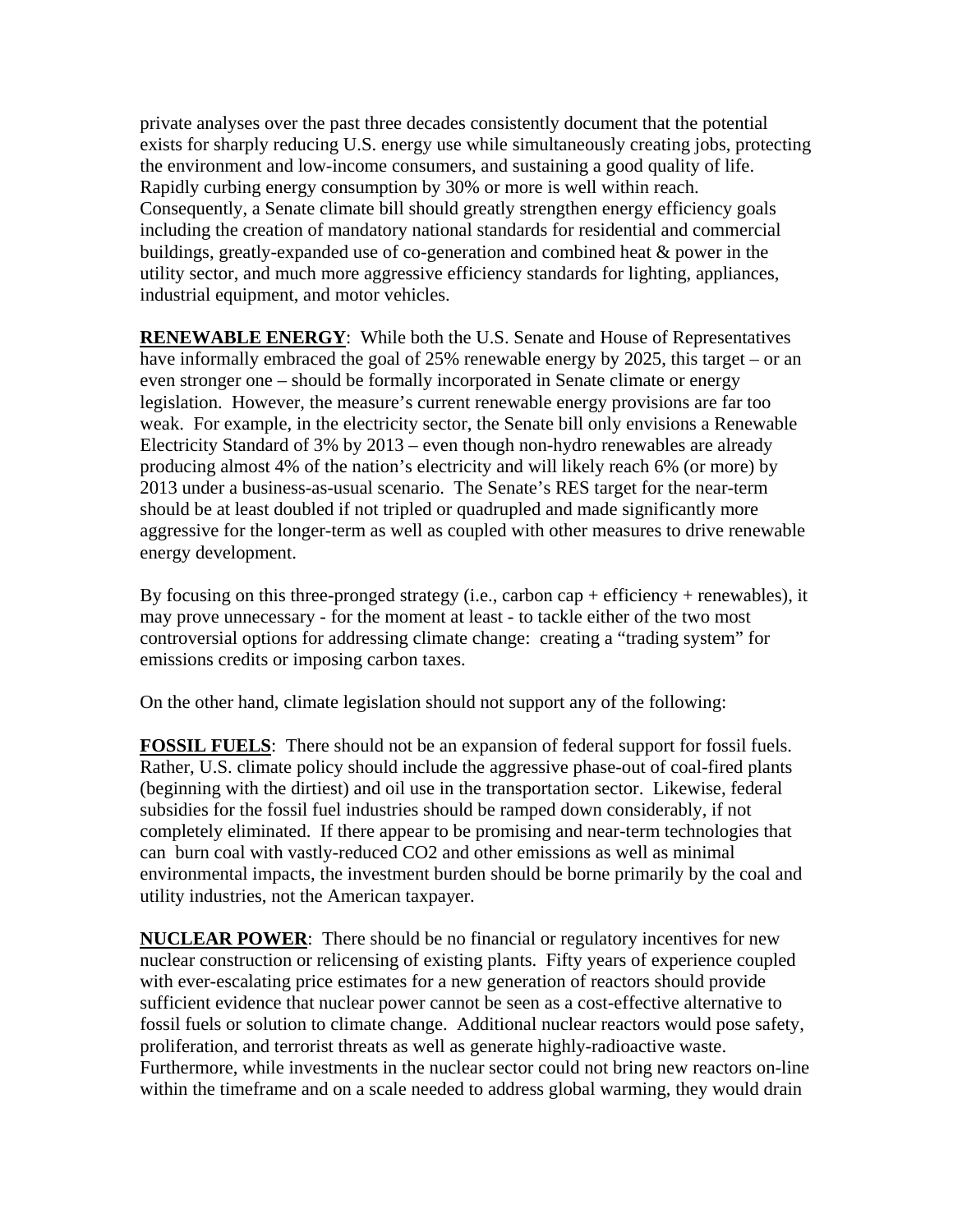private analyses over the past three decades consistently document that the potential exists for sharply reducing U.S. energy use while simultaneously creating jobs, protecting the environment and low-income consumers, and sustaining a good quality of life. Rapidly curbing energy consumption by 30% or more is well within reach. Consequently, a Senate climate bill should greatly strengthen energy efficiency goals including the creation of mandatory national standards for residential and commercial buildings, greatly-expanded use of co-generation and combined heat & power in the utility sector, and much more aggressive efficiency standards for lighting, appliances, industrial equipment, and motor vehicles.

**RENEWABLE ENERGY**: While both the U.S. Senate and House of Representatives have informally embraced the goal of 25% renewable energy by 2025, this target – or an even stronger one – should be formally incorporated in Senate climate or energy legislation. However, the measure's current renewable energy provisions are far too weak. For example, in the electricity sector, the Senate bill only envisions a Renewable Electricity Standard of 3% by 2013 – even though non-hydro renewables are already producing almost 4% of the nation's electricity and will likely reach 6% (or more) by 2013 under a business-as-usual scenario. The Senate's RES target for the near-term should be at least doubled if not tripled or quadrupled and made significantly more aggressive for the longer-term as well as coupled with other measures to drive renewable energy development.

By focusing on this three-pronged strategy (i.e., carbon cap + efficiency + renewables), it may prove unnecessary - for the moment at least - to tackle either of the two most controversial options for addressing climate change: creating a "trading system" for emissions credits or imposing carbon taxes.

On the other hand, climate legislation should not support any of the following:

**FOSSIL FUELS**: There should not be an expansion of federal support for fossil fuels. Rather, U.S. climate policy should include the aggressive phase-out of coal-fired plants (beginning with the dirtiest) and oil use in the transportation sector. Likewise, federal subsidies for the fossil fuel industries should be ramped down considerably, if not completely eliminated. If there appear to be promising and near-term technologies that can burn coal with vastly-reduced $CO_2$ and other emissions as well as minimal environmental impacts, the investment burden should be borne primarily by the coal and utility industries, not the American taxpayer.

**NUCLEAR POWER**: There should be no financial or regulatory incentives for new nuclear construction or relicensing of existing plants. Fifty years of experience coupled with ever-escalating price estimates for a new generation of reactors should provide sufficient evidence that nuclear power cannot be seen as a cost-effective alternative to fossil fuels or solution to climate change. Additional nuclear reactors would pose safety, proliferation, and terrorist threats as well as generate highly-radioactive waste. Furthermore, while investments in the nuclear sector could not bring new reactors on-line within the timeframe and on a scale needed to address global warming, they would drain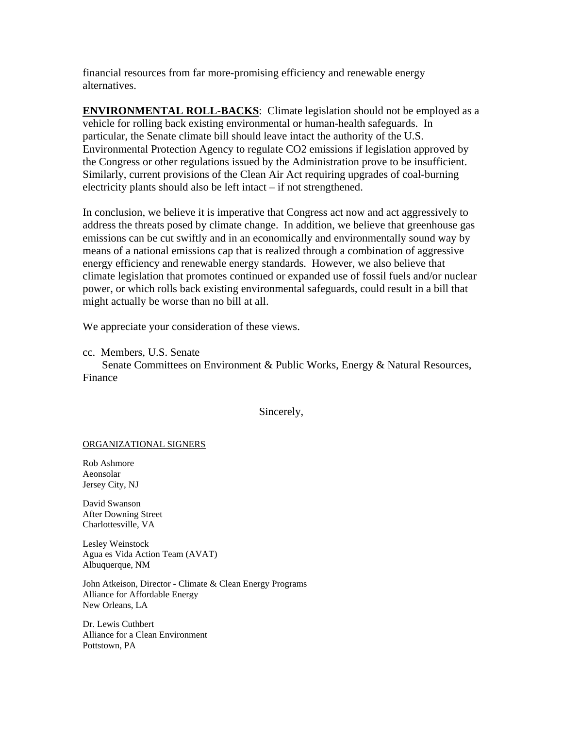financial resources from far more-promising efficiency and renewable energy alternatives.

**ENVIRONMENTAL ROLL-BACKS**: Climate legislation should not be employed as a vehicle for rolling back existing environmental or human-health safeguards. In particular, the Senate climate bill should leave intact the authority of the U.S. Environmental Protection Agency to regulate $CO_2$ emissions if legislation approved by the Congress or other regulations issued by the Administration prove to be insufficient. Similarly, current provisions of the Clean Air Act requiring upgrades of coal-burning electricity plants should also be left intact – if not strengthened.

In conclusion, we believe it is imperative that Congress act now and act aggressively to address the threats posed by climate change. In addition, we believe that greenhouse gas emissions can be cut swiftly and in an economically and environmentally sound way by means of a national emissions cap that is realized through a combination of aggressive energy efficiency and renewable energy standards. However, we also believe that climate legislation that promotes continued or expanded use of fossil fuels and/or nuclear power, or which rolls back existing environmental safeguards, could result in a bill that might actually be worse than no bill at all.

We appreciate your consideration of these views.

cc. Members, U.S. Senate
Senate Committees on Environment & Public Works, Energy & Natural Resources, Finance

Sincerely,

ORGANIZATIONAL SIGNERS

Rob Ashmore
Aeonsolar
Jersey City, NJ

David Swanson
After Downing Street
Charlottesville, VA

Lesley Weinstock
Agua es Vida Action Team (AVAT)
Albuquerque, NM

John Atkeison, Director - Climate & Clean Energy Programs
Alliance for Affordable Energy
New Orleans, LA

Dr. Lewis Cuthbert
Alliance for a Clean Environment
Pottstown, PA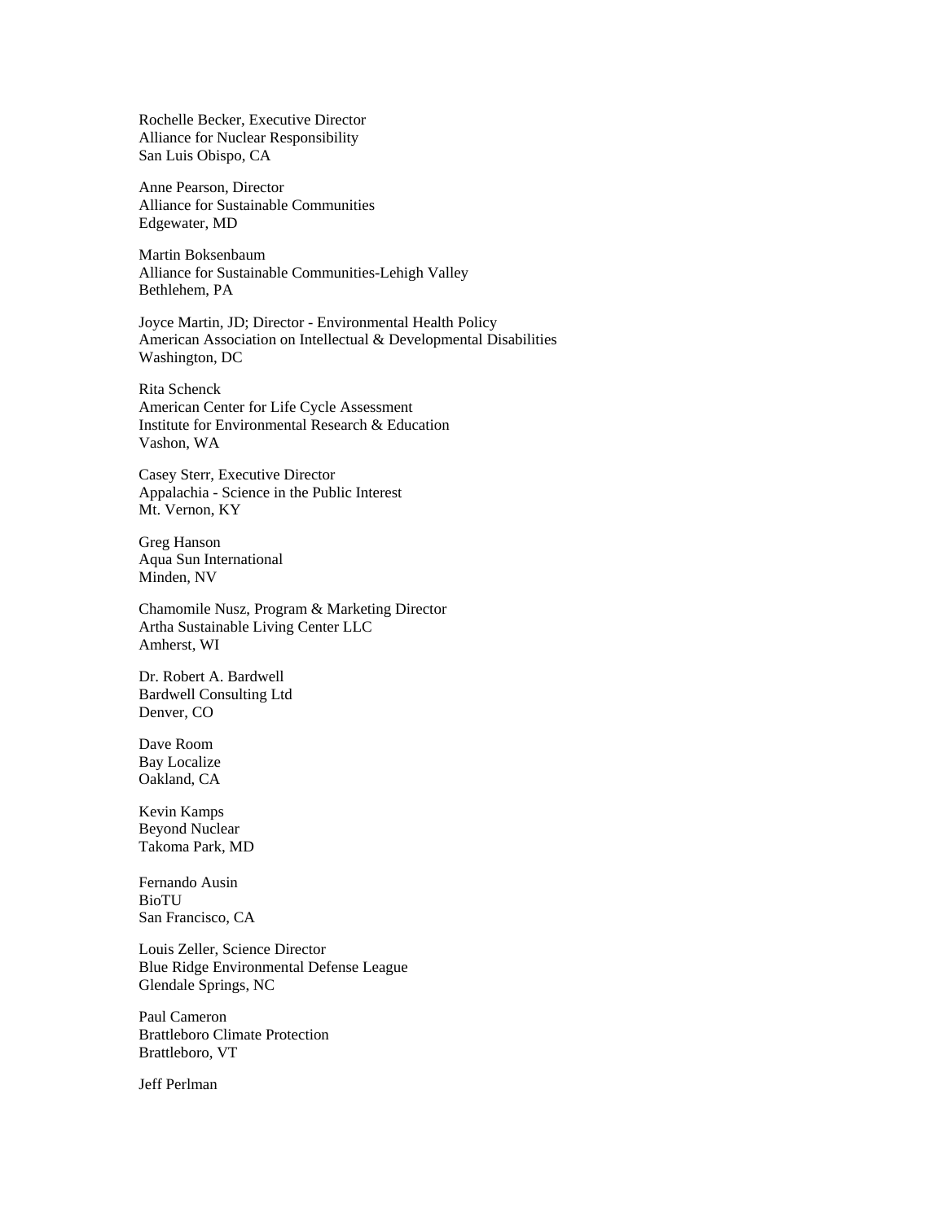Rochelle Becker, Executive Director
Alliance for Nuclear Responsibility
San Luis Obispo, CA

Anne Pearson, Director
Alliance for Sustainable Communities
Edgewater, MD

Martin Boksenbaum
Alliance for Sustainable Communities-Lehigh Valley
Bethlehem, PA

Joyce Martin, JD; Director - Environmental Health Policy
American Association on Intellectual & Developmental Disabilities
Washington, DC

Rita Schenck
American Center for Life Cycle Assessment
Institute for Environmental Research & Education
Vashon, WA

Casey Sterr, Executive Director
Appalachia - Science in the Public Interest
Mt. Vernon, KY

Greg Hanson
Aqua Sun International
Minden, NV

Chamomile Nusz, Program & Marketing Director
Artha Sustainable Living Center LLC
Amherst, WI

Dr. Robert A. Bardwell
Bardwell Consulting Ltd
Denver, CO

Dave Room
Bay Localize
Oakland, CA

Kevin Kamps
Beyond Nuclear
Takoma Park, MD

Fernando Ausin
BioTU
San Francisco, CA

Louis Zeller, Science Director
Blue Ridge Environmental Defense League
Glendale Springs, NC

Paul Cameron
Brattleboro Climate Protection
Brattleboro, VT

Jeff Perlman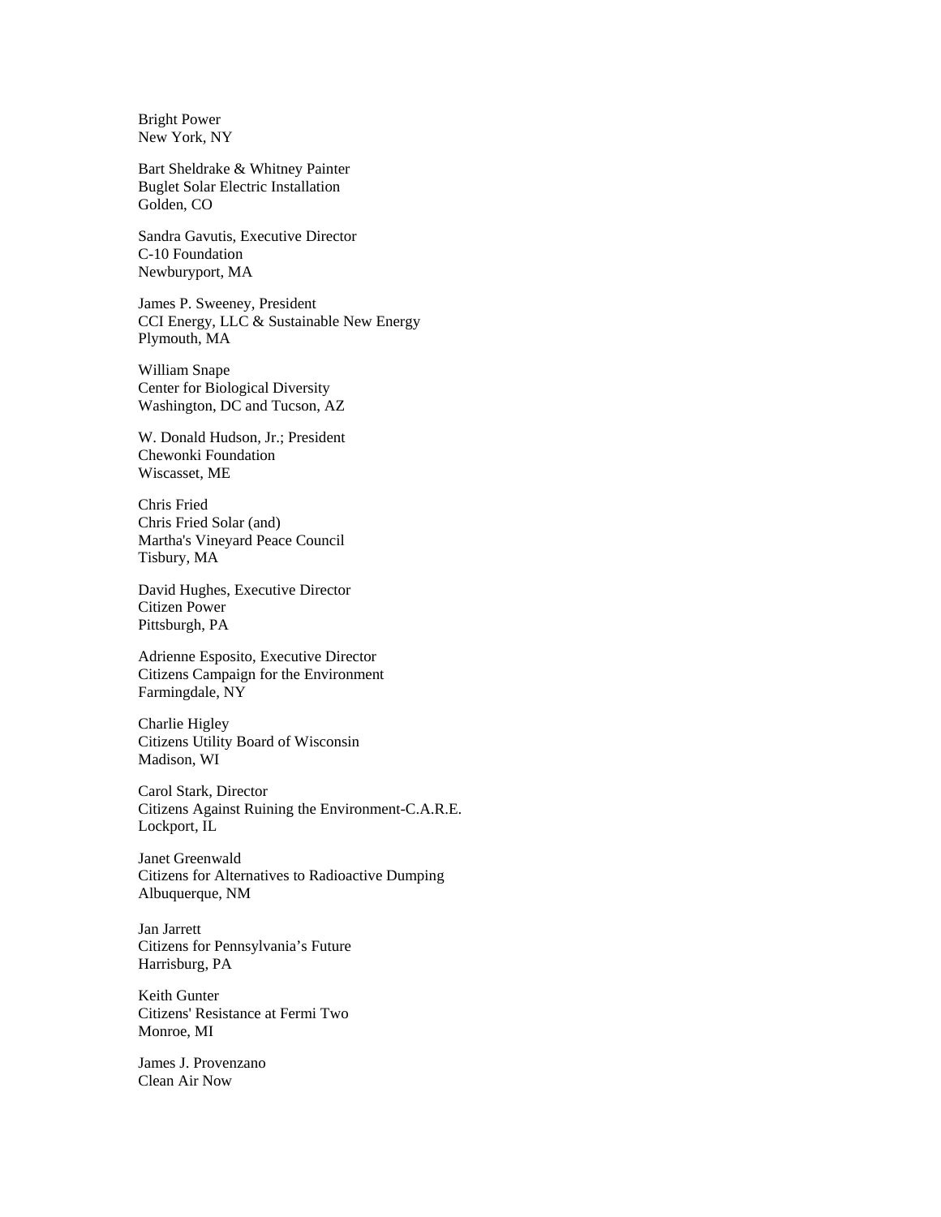Bright Power
New York, NY

Bart Sheldrake & Whitney Painter
Buglet Solar Electric Installation
Golden, CO

Sandra Gavutis, Executive Director
C-10 Foundation
Newburyport, MA

James P. Sweeney, President
CCI Energy, LLC & Sustainable New Energy
Plymouth, MA

William Snape
Center for Biological Diversity
Washington, DC and Tucson, AZ

W. Donald Hudson, Jr.; President
Chewonki Foundation
Wiscasset, ME

Chris Fried
Chris Fried Solar (and)
Martha's Vineyard Peace Council
Tisbury, MA

David Hughes, Executive Director
Citizen Power
Pittsburgh, PA

Adrienne Esposito, Executive Director
Citizens Campaign for the Environment
Farmingdale, NY

Charlie Higley
Citizens Utility Board of Wisconsin
Madison, WI

Carol Stark, Director
Citizens Against Ruining the Environment-C.A.R.E.
Lockport, IL

Janet Greenwald
Citizens for Alternatives to Radioactive Dumping
Albuquerque, NM

Jan Jarrett
Citizens for Pennsylvania's Future
Harrisburg, PA

Keith Gunter
Citizens' Resistance at Fermi Two
Monroe, MI

James J. Provenzano
Clean Air Now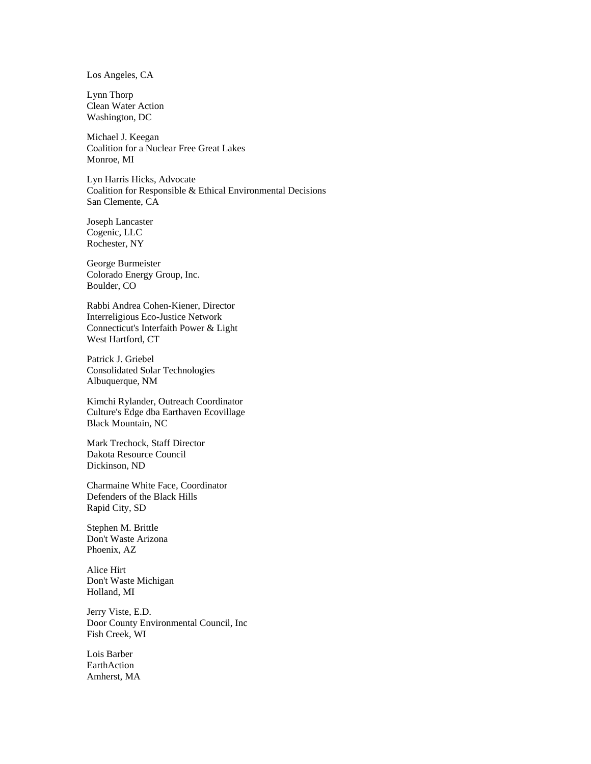Los Angeles, CA

Lynn Thorp
Clean Water Action
Washington, DC

Michael J. Keegan
Coalition for a Nuclear Free Great Lakes
Monroe, MI

Lyn Harris Hicks, Advocate
Coalition for Responsible & Ethical Environmental Decisions
San Clemente, CA

Joseph Lancaster
Cogenic, LLC
Rochester, NY

George Burmeister
Colorado Energy Group, Inc.
Boulder, CO

Rabbi Andrea Cohen-Kiener, Director
Interreligious Eco-Justice Network
Connecticut's Interfaith Power & Light
West Hartford, CT

Patrick J. Griebel
Consolidated Solar Technologies
Albuquerque, NM

Kimchi Rylander, Outreach Coordinator
Culture's Edge dba Earthaven Ecovillage
Black Mountain, NC

Mark Trechock, Staff Director
Dakota Resource Council
Dickinson, ND

Charmaine White Face, Coordinator
Defenders of the Black Hills
Rapid City, SD

Stephen M. Brittle
Don't Waste Arizona
Phoenix, AZ

Alice Hirt
Don't Waste Michigan
Holland, MI

Jerry Viste, E.D.
Door County Environmental Council, Inc
Fish Creek, WI

Lois Barber
EarthAction
Amherst, MA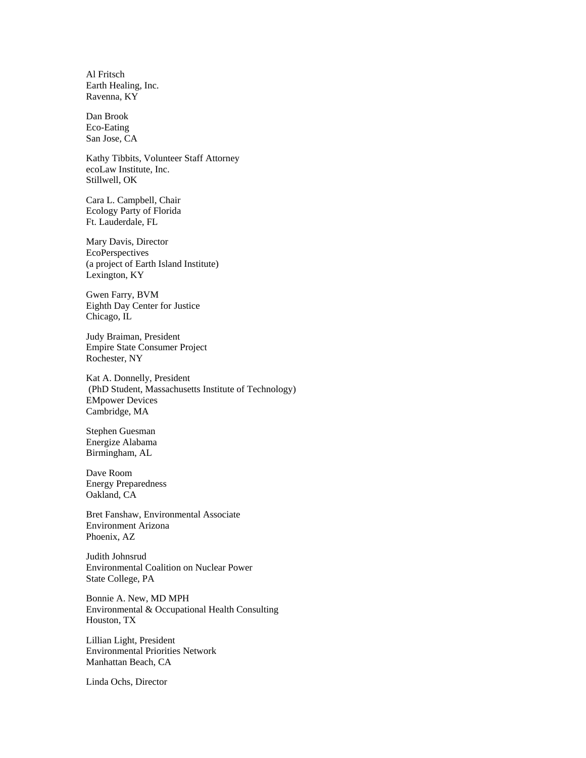Al Fritsch
Earth Healing, Inc.
Ravenna, KY

Dan Brook
Eco-Eating
San Jose, CA

Kathy Tibbits, Volunteer Staff Attorney
ecoLaw Institute, Inc.
Stillwell, OK

Cara L. Campbell, Chair
Ecology Party of Florida
Ft. Lauderdale, FL

Mary Davis, Director
EcoPerspectives
(a project of Earth Island Institute)
Lexington, KY

Gwen Farry, BVM
Eighth Day Center for Justice
Chicago, IL

Judy Braiman, President
Empire State Consumer Project
Rochester, NY

Kat A. Donnelly, President
(PhD Student, Massachusetts Institute of Technology)
EMpower Devices
Cambridge, MA

Stephen Guesman
Energize Alabama
Birmingham, AL

Dave Room
Energy Preparedness
Oakland, CA

Bret Fanshaw, Environmental Associate
Environment Arizona
Phoenix, AZ

Judith Johnsrud
Environmental Coalition on Nuclear Power
State College, PA

Bonnie A. New, MD MPH
Environmental & Occupational Health Consulting
Houston, TX

Lillian Light, President
Environmental Priorities Network
Manhattan Beach, CA

Linda Ochs, Director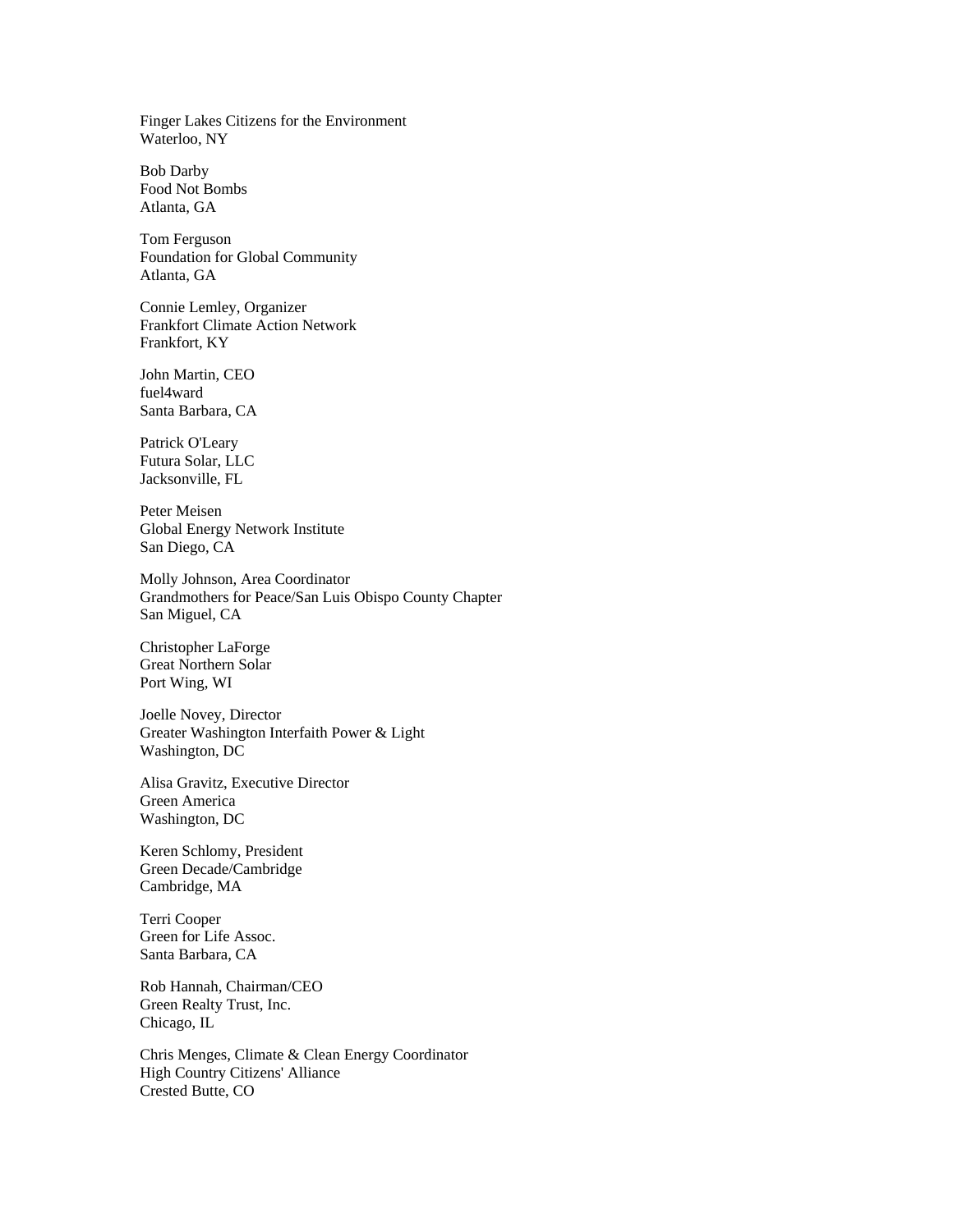Finger Lakes Citizens for the Environment
Waterloo, NY

Bob Darby
Food Not Bombs
Atlanta, GA

Tom Ferguson
Foundation for Global Community
Atlanta, GA

Connie Lemley, Organizer
Frankfort Climate Action Network
Frankfort, KY

John Martin, CEO
fuel4ward
Santa Barbara, CA

Patrick O'Leary
Futura Solar, LLC
Jacksonville, FL

Peter Meisen
Global Energy Network Institute
San Diego, CA

Molly Johnson, Area Coordinator
Grandmothers for Peace/San Luis Obispo County Chapter
San Miguel, CA

Christopher LaForge
Great Northern Solar
Port Wing, WI

Joelle Novey, Director
Greater Washington Interfaith Power & Light
Washington, DC

Alisa Gravitz, Executive Director
Green America
Washington, DC

Keren Schlomy, President
Green Decade/Cambridge
Cambridge, MA

Terri Cooper
Green for Life Assoc.
Santa Barbara, CA

Rob Hannah, Chairman/CEO
Green Realty Trust, Inc.
Chicago, IL

Chris Menges, Climate & Clean Energy Coordinator
High Country Citizens' Alliance
Crested Butte, CO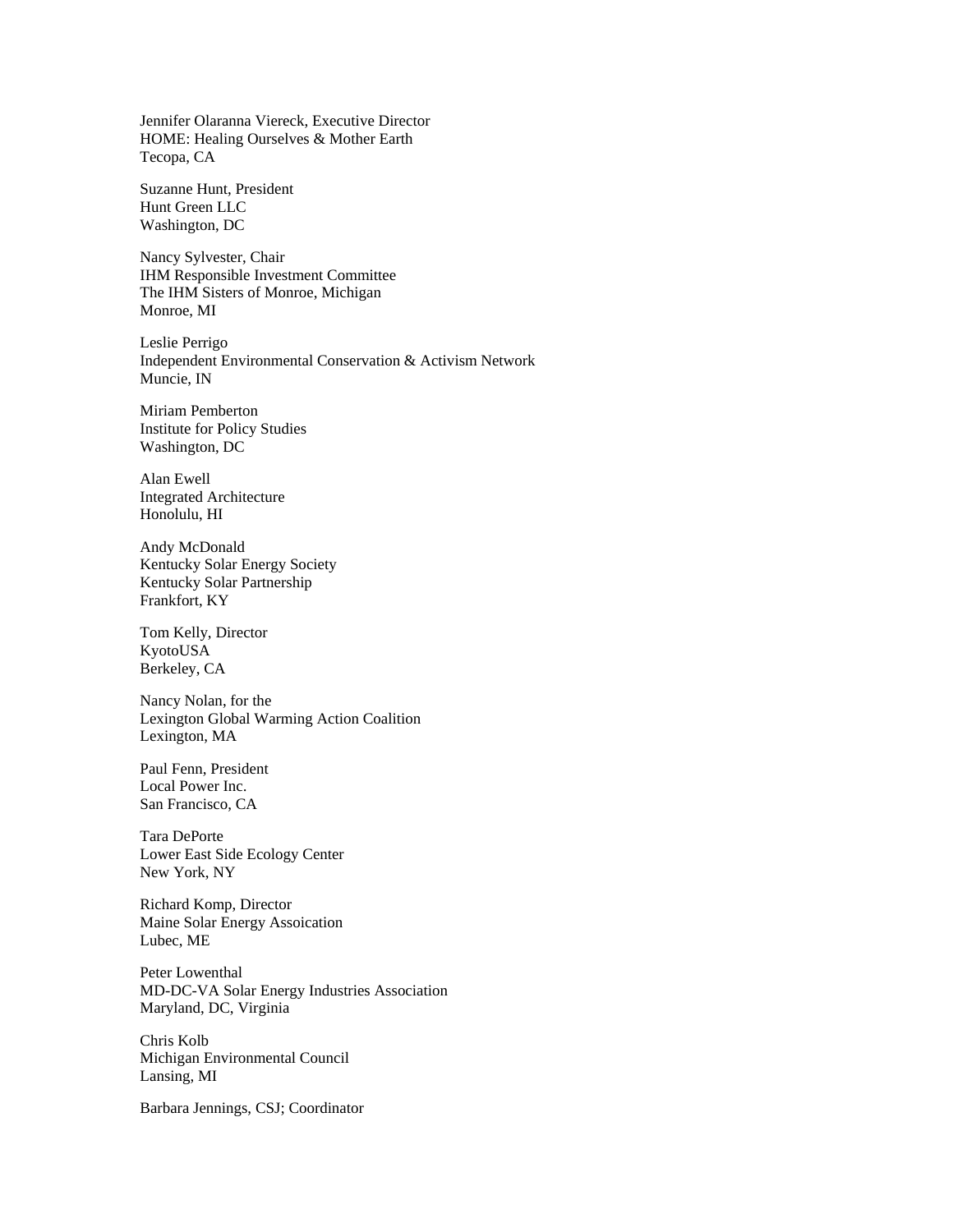Jennifer Olaranna Viereck, Executive Director
HOME: Healing Ourselves & Mother Earth
Tecopa, CA

Suzanne Hunt, President
Hunt Green LLC
Washington, DC

Nancy Sylvester, Chair
IHM Responsible Investment Committee
The IHM Sisters of Monroe, Michigan
Monroe, MI

Leslie Perrigo
Independent Environmental Conservation & Activism Network
Muncie, IN

Miriam Pemberton
Institute for Policy Studies
Washington, DC

Alan Ewell
Integrated Architecture
Honolulu, HI

Andy McDonald
Kentucky Solar Energy Society
Kentucky Solar Partnership
Frankfort, KY

Tom Kelly, Director
KyotoUSA
Berkeley, CA

Nancy Nolan, for the
Lexington Global Warming Action Coalition
Lexington, MA

Paul Fenn, President
Local Power Inc.
San Francisco, CA

Tara DePorte
Lower East Side Ecology Center
New York, NY

Richard Komp, Director
Maine Solar Energy Assoication
Lubec, ME

Peter Lowenthal
MD-DC-VA Solar Energy Industries Association
Maryland, DC, Virginia

Chris Kolb
Michigan Environmental Council
Lansing, MI

Barbara Jennings, CSJ; Coordinator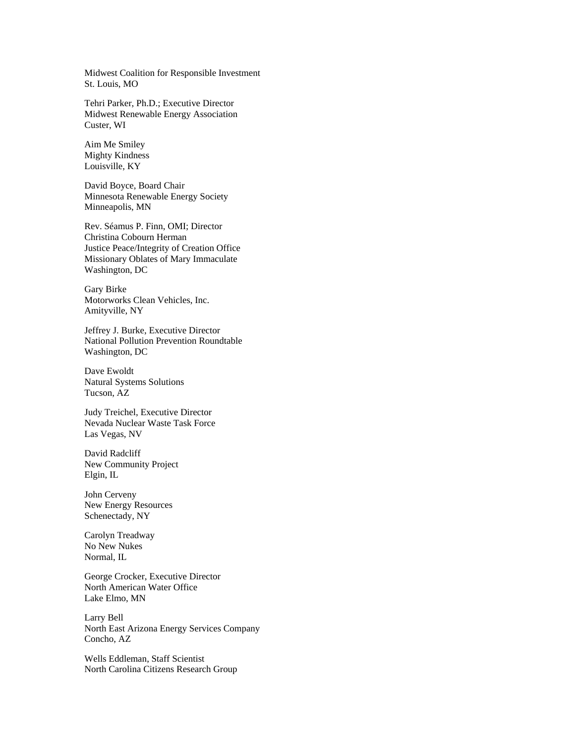Midwest Coalition for Responsible Investment
St. Louis, MO

Tehri Parker, Ph.D.; Executive Director
Midwest Renewable Energy Association
Custer, WI

Aim Me Smiley
Mighty Kindness
Louisville, KY

David Boyce, Board Chair
Minnesota Renewable Energy Society
Minneapolis, MN

Rev. Séamus P. Finn, OMI; Director
Christina Cobourn Herman
Justice Peace/Integrity of Creation Office
Missionary Oblates of Mary Immaculate
Washington, DC

Gary Birke
Motorworks Clean Vehicles, Inc.
Amityville, NY

Jeffrey J. Burke, Executive Director
National Pollution Prevention Roundtable
Washington, DC

Dave Ewoldt
Natural Systems Solutions
Tucson, AZ

Judy Treichel, Executive Director
Nevada Nuclear Waste Task Force
Las Vegas, NV

David Radcliff
New Community Project
Elgin, IL

John Cerveny
New Energy Resources
Schenectady, NY

Carolyn Treadway
No New Nukes
Normal, IL

George Crocker, Executive Director
North American Water Office
Lake Elmo, MN

Larry Bell
North East Arizona Energy Services Company
Concho, AZ

Wells Eddleman, Staff Scientist
North Carolina Citizens Research Group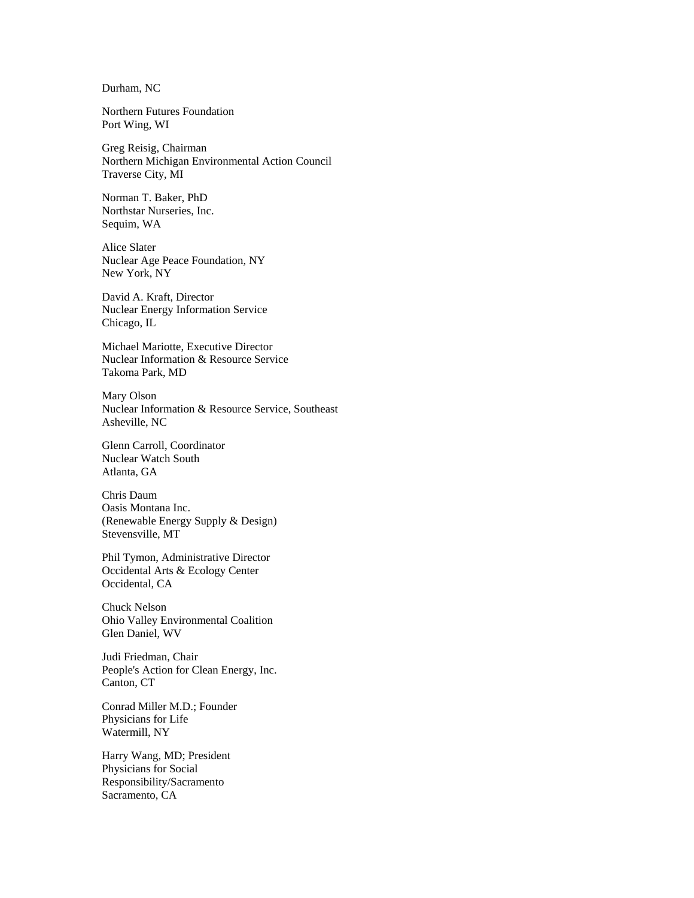Durham, NC

Northern Futures Foundation
Port Wing, WI

Greg Reisig, Chairman
Northern Michigan Environmental Action Council
Traverse City, MI

Norman T. Baker, PhD
Northstar Nurseries, Inc.
Sequim, WA

Alice Slater
Nuclear Age Peace Foundation, NY
New York, NY

David A. Kraft, Director
Nuclear Energy Information Service
Chicago, IL

Michael Mariotte, Executive Director
Nuclear Information & Resource Service
Takoma Park, MD

Mary Olson
Nuclear Information & Resource Service, Southeast
Asheville, NC

Glenn Carroll, Coordinator
Nuclear Watch South
Atlanta, GA

Chris Daum
Oasis Montana Inc.
(Renewable Energy Supply & Design)
Stevensville, MT

Phil Tymon, Administrative Director
Occidental Arts & Ecology Center
Occidental, CA

Chuck Nelson
Ohio Valley Environmental Coalition
Glen Daniel, WV

Judi Friedman, Chair
People's Action for Clean Energy, Inc.
Canton, CT

Conrad Miller M.D.; Founder
Physicians for Life
Watermill, NY

Harry Wang, MD; President
Physicians for Social
Responsibility/Sacramento
Sacramento, CA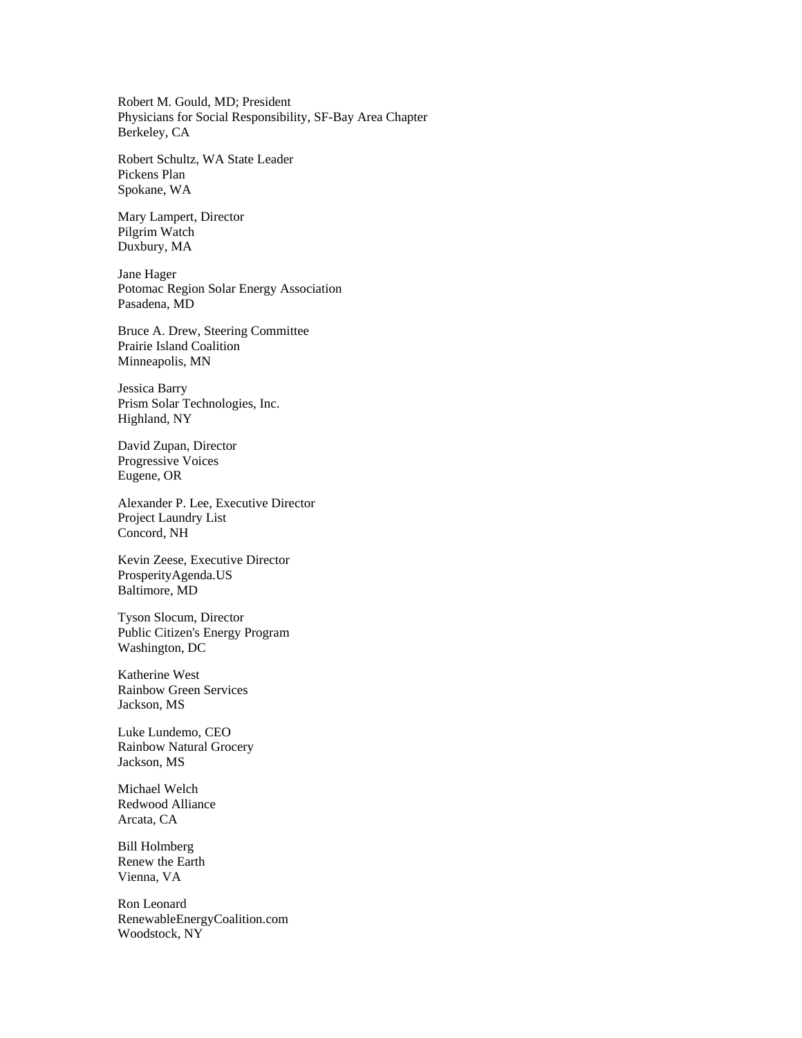Robert M. Gould, MD; President
Physicians for Social Responsibility, SF-Bay Area Chapter
Berkeley, CA

Robert Schultz, WA State Leader
Pickens Plan
Spokane, WA

Mary Lampert, Director
Pilgrim Watch
Duxbury, MA

Jane Hager
Potomac Region Solar Energy Association
Pasadena, MD

Bruce A. Drew, Steering Committee
Prairie Island Coalition
Minneapolis, MN

Jessica Barry
Prism Solar Technologies, Inc.
Highland, NY

David Zupan, Director
Progressive Voices
Eugene, OR

Alexander P. Lee, Executive Director
Project Laundry List
Concord, NH

Kevin Zeese, Executive Director
ProsperityAgenda.US
Baltimore, MD

Tyson Slocum, Director
Public Citizen's Energy Program
Washington, DC

Katherine West
Rainbow Green Services
Jackson, MS

Luke Lundemo, CEO
Rainbow Natural Grocery
Jackson, MS

Michael Welch
Redwood Alliance
Arcata, CA

Bill Holmberg
Renew the Earth
Vienna, VA

Ron Leonard
RenewableEnergyCoalition.com
Woodstock, NY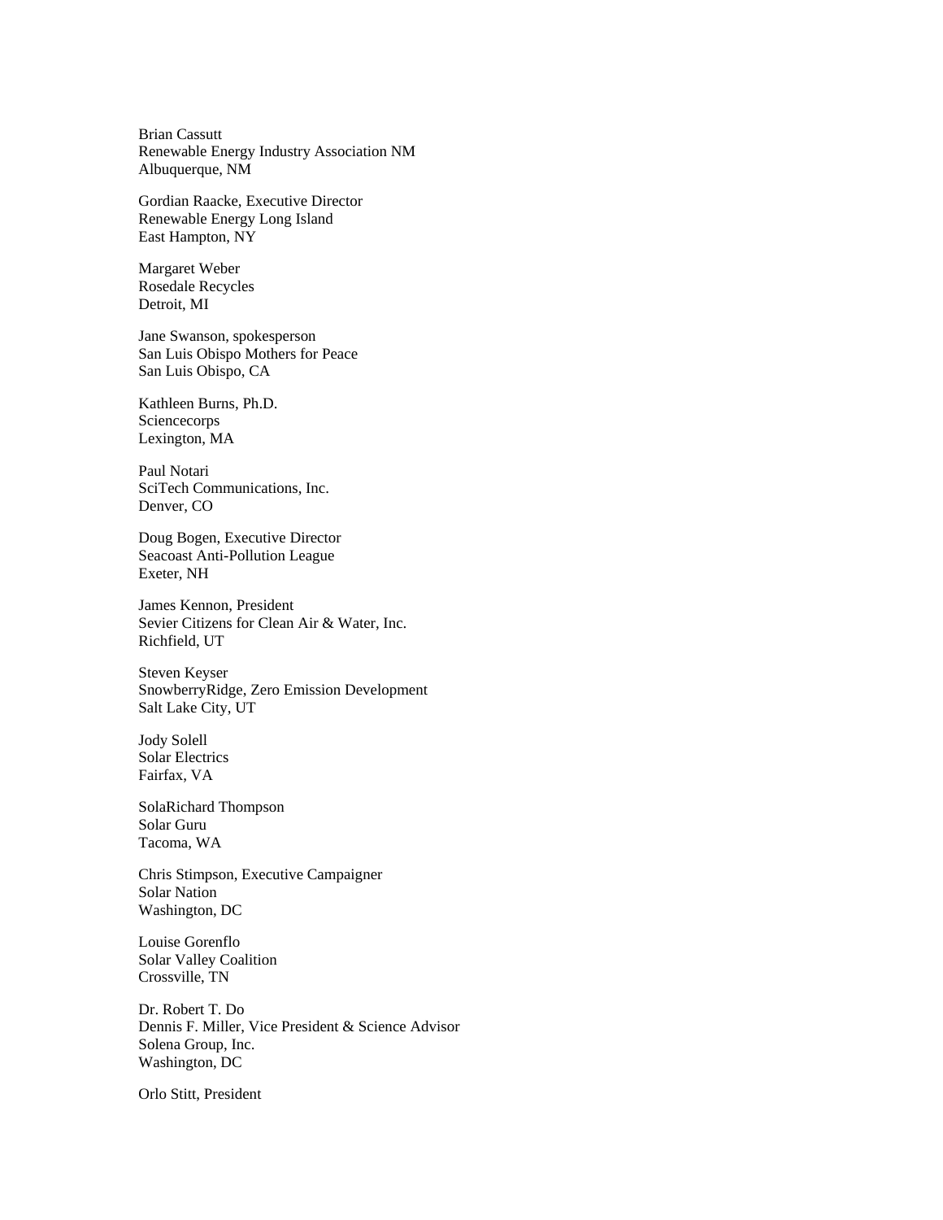Brian Cassutt
Renewable Energy Industry Association NM
Albuquerque, NM

Gordian Raacke, Executive Director
Renewable Energy Long Island
East Hampton, NY

Margaret Weber
Rosedale Recycles
Detroit, MI

Jane Swanson, spokesperson
San Luis Obispo Mothers for Peace
San Luis Obispo, CA

Kathleen Burns, Ph.D.
Sciencecorps
Lexington, MA

Paul Notari
SciTech Communications, Inc.
Denver, CO

Doug Bogen, Executive Director
Seacoast Anti-Pollution League
Exeter, NH

James Kennon, President
Sevier Citizens for Clean Air & Water, Inc.
Richfield, UT

Steven Keyser
SnowberryRidge, Zero Emission Development
Salt Lake City, UT

Jody Solell
Solar Electrics
Fairfax, VA

SolaRichard Thompson
Solar Guru
Tacoma, WA

Chris Stimpson, Executive Campaigner
Solar Nation
Washington, DC

Louise Gorenflo
Solar Valley Coalition
Crossville, TN

Dr. Robert T. Do
Dennis F. Miller, Vice President & Science Advisor
Solena Group, Inc.
Washington, DC

Orlo Stitt, President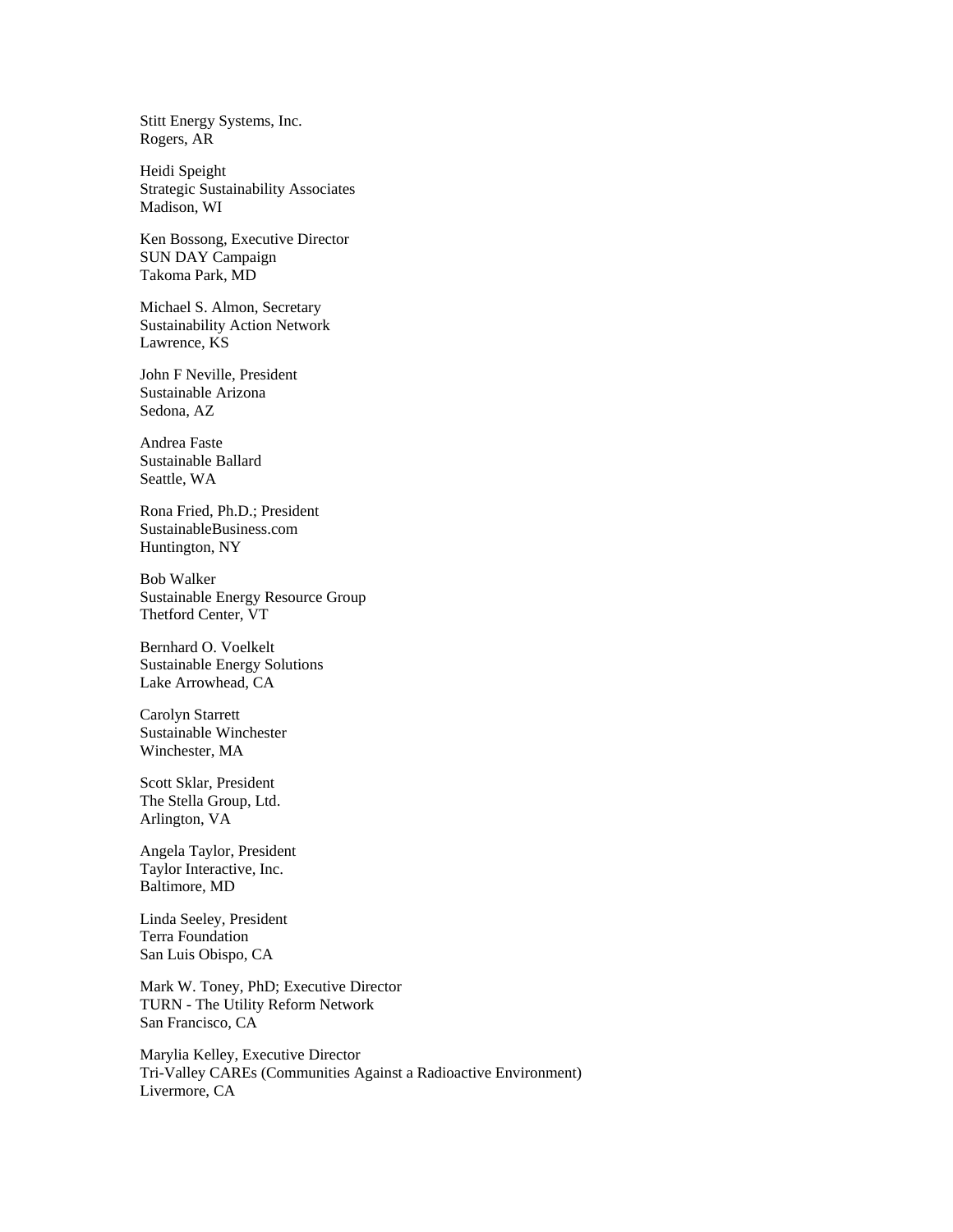Stitt Energy Systems, Inc.
Rogers, AR

Heidi Speight
Strategic Sustainability Associates
Madison, WI

Ken Bossong, Executive Director
SUN DAY Campaign
Takoma Park, MD

Michael S. Almon, Secretary
Sustainability Action Network
Lawrence, KS

John F Neville, President
Sustainable Arizona
Sedona, AZ

Andrea Faste
Sustainable Ballard
Seattle, WA

Rona Fried, Ph.D.; President
SustainableBusiness.com
Huntington, NY

Bob Walker
Sustainable Energy Resource Group
Thetford Center, VT

Bernhard O. Voelkelt
Sustainable Energy Solutions
Lake Arrowhead, CA

Carolyn Starrett
Sustainable Winchester
Winchester, MA

Scott Sklar, President
The Stella Group, Ltd.
Arlington, VA

Angela Taylor, President
Taylor Interactive, Inc.
Baltimore, MD

Linda Seeley, President
Terra Foundation
San Luis Obispo, CA

Mark W. Toney, PhD; Executive Director
TURN - The Utility Reform Network
San Francisco, CA

Marylia Kelley, Executive Director
Tri-Valley CAREs (Communities Against a Radioactive Environment)
Livermore, CA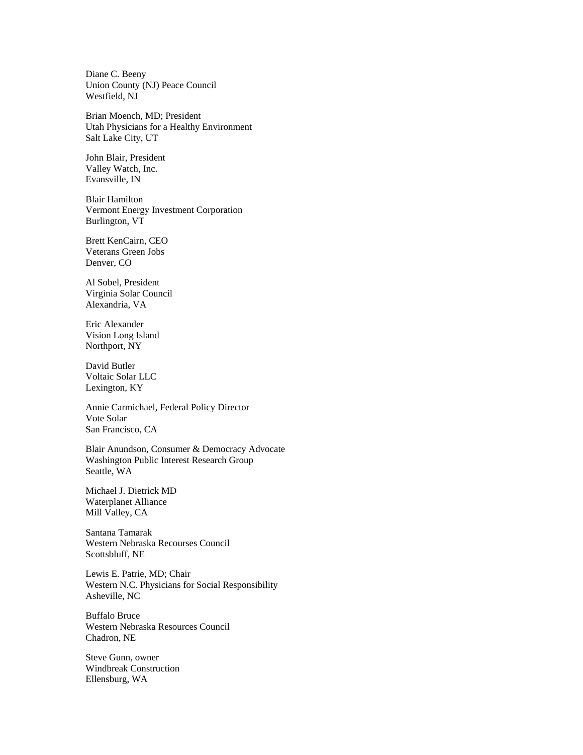Diane C. Beeny
Union County (NJ) Peace Council
Westfield, NJ

Brian Moench, MD; President
Utah Physicians for a Healthy Environment
Salt Lake City, UT

John Blair, President
Valley Watch, Inc.
Evansville, IN

Blair Hamilton
Vermont Energy Investment Corporation
Burlington, VT

Brett KenCairn, CEO
Veterans Green Jobs
Denver, CO

Al Sobel, President
Virginia Solar Council
Alexandria, VA

Eric Alexander
Vision Long Island
Northport, NY

David Butler
Voltaic Solar LLC
Lexington, KY

Annie Carmichael, Federal Policy Director
Vote Solar
San Francisco, CA

Blair Anundson, Consumer & Democracy Advocate
Washington Public Interest Research Group
Seattle, WA

Michael J. Dietrick MD
Waterplanet Alliance
Mill Valley, CA

Santana Tamarak
Western Nebraska Recourses Council
Scottsbluff, NE

Lewis E. Patrie, MD; Chair
Western N.C. Physicians for Social Responsibility
Asheville, NC

Buffalo Bruce
Western Nebraska Resources Council
Chadron, NE

Steve Gunn, owner
Windbreak Construction
Ellensburg, WA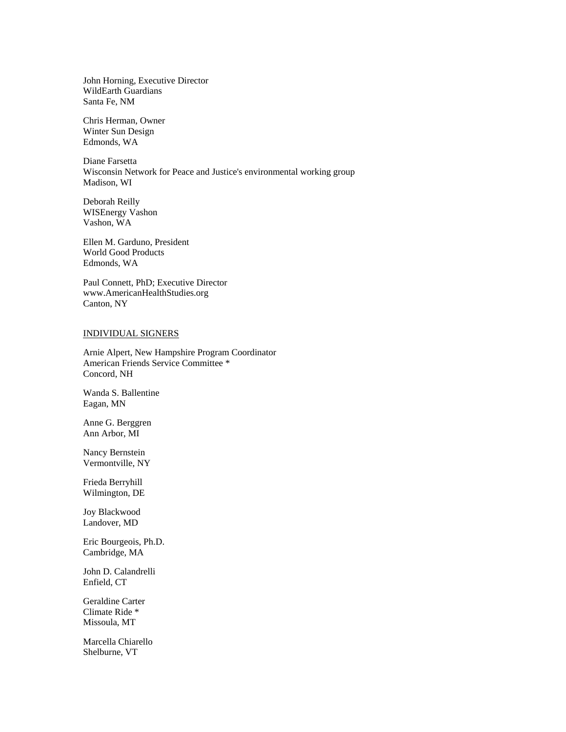John Horning, Executive Director
WildEarth Guardians
Santa Fe, NM

Chris Herman, Owner
Winter Sun Design
Edmonds, WA

Diane Farsetta
Wisconsin Network for Peace and Justice's environmental working group
Madison, WI

Deborah Reilly
WISEnergy Vashon
Vashon, WA

Ellen M. Garduno, President
World Good Products
Edmonds, WA

Paul Connett, PhD; Executive Director
www.AmericanHealthStudies.org
Canton, NY

<u>INDIVIDUAL SIGNERS</u>

Arnie Alpert, New Hampshire Program Coordinator
American Friends Service Committee *
Concord, NH

Wanda S. Ballentine
Eagan, MN

Anne G. Berggren
Ann Arbor, MI

Nancy Bernstein
Vermontville, NY

Frieda Berryhill
Wilmington, DE

Joy Blackwood
Landover, MD

Eric Bourgeois, Ph.D.
Cambridge, MA

John D. Calandrelli
Enfield, CT

Geraldine Carter
Climate Ride *
Missoula, MT

Marcella Chiarello
Shelburne, VT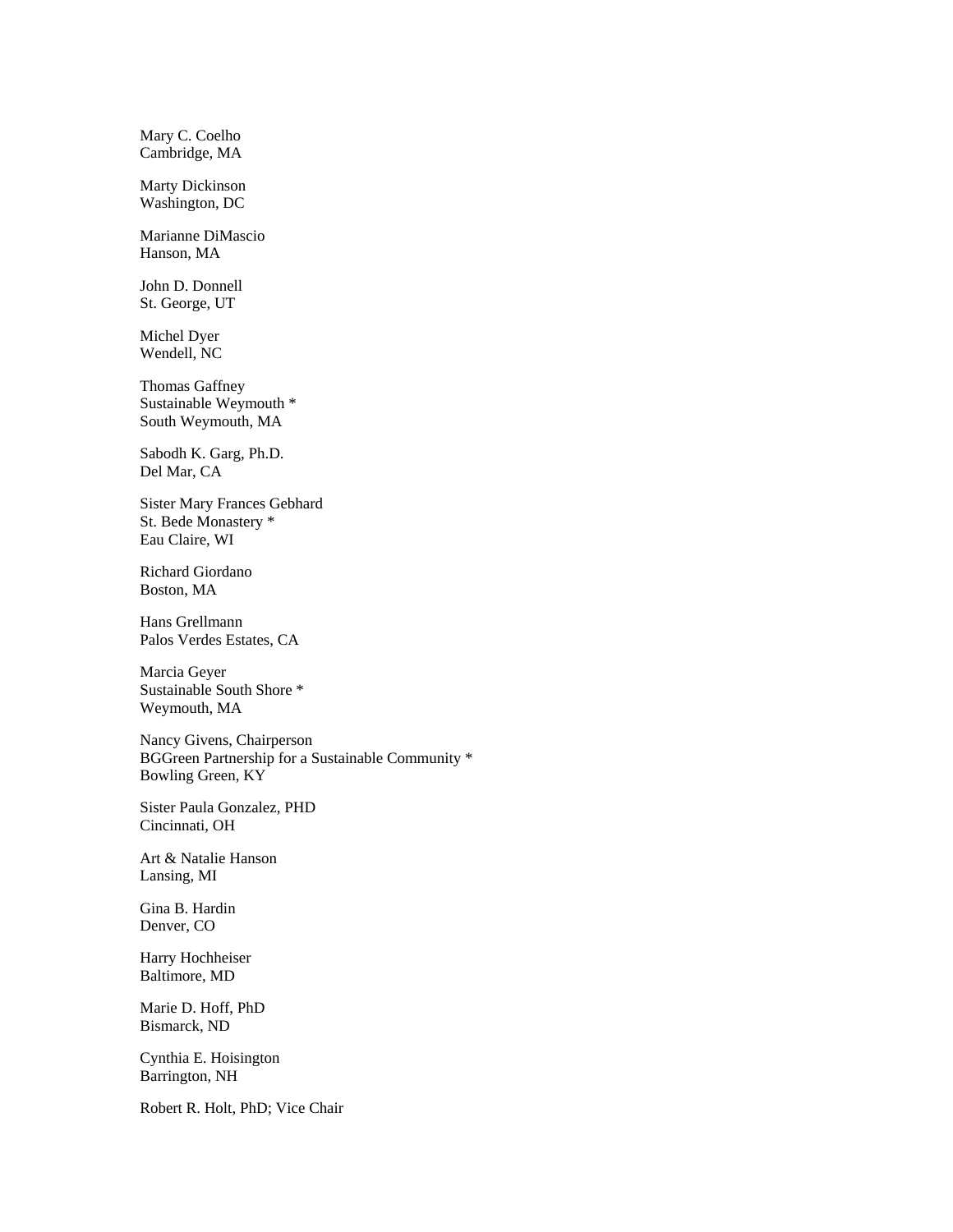Mary C. Coelho
Cambridge, MA

Marty Dickinson
Washington, DC

Marianne DiMascio
Hanson, MA

John D. Donnell
St. George, UT

Michel Dyer
Wendell, NC

Thomas Gaffney
Sustainable Weymouth *
South Weymouth, MA

Sabodh K. Garg, Ph.D.
Del Mar, CA

Sister Mary Frances Gebhard
St. Bede Monastery *
Eau Claire, WI

Richard Giordano
Boston, MA

Hans Grellmann
Palos Verdes Estates, CA

Marcia Geyer
Sustainable South Shore *
Weymouth, MA

Nancy Givens, Chairperson
BGGreen Partnership for a Sustainable Community *
Bowling Green, KY

Sister Paula Gonzalez, PHD
Cincinnati, OH

Art & Natalie Hanson
Lansing, MI

Gina B. Hardin
Denver, CO

Harry Hochheiser
Baltimore, MD

Marie D. Hoff, PhD
Bismarck, ND

Cynthia E. Hoisington
Barrington, NH

Robert R. Holt, PhD; Vice Chair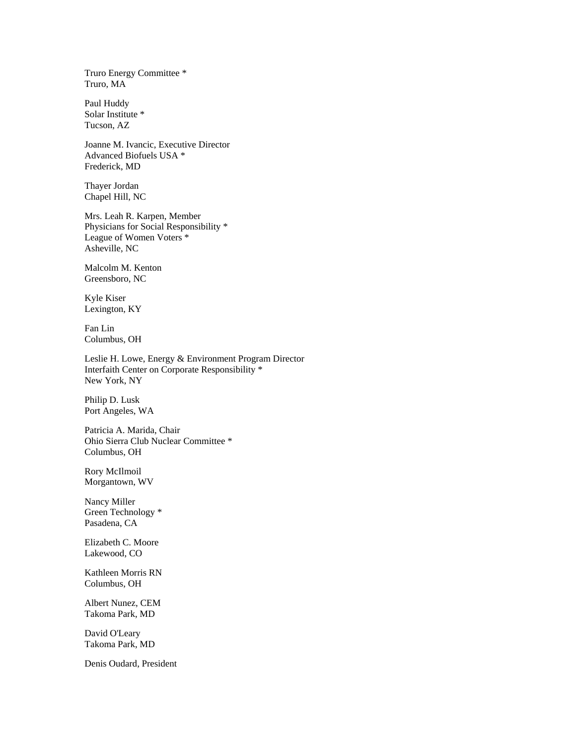Truro Energy Committee *
Truro, MA

Paul Huddy
Solar Institute *
Tucson, AZ

Joanne M. Ivancic, Executive Director
Advanced Biofuels USA *
Frederick, MD

Thayer Jordan
Chapel Hill, NC

Mrs. Leah R. Karpen, Member
Physicians for Social Responsibility *
League of Women Voters *
Asheville, NC

Malcolm M. Kenton
Greensboro, NC

Kyle Kiser
Lexington, KY

Fan Lin
Columbus, OH

Leslie H. Lowe, Energy & Environment Program Director
Interfaith Center on Corporate Responsibility *
New York, NY

Philip D. Lusk
Port Angeles, WA

Patricia A. Marida, Chair
Ohio Sierra Club Nuclear Committee *
Columbus, OH

Rory McIlmoil
Morgantown, WV

Nancy Miller
Green Technology *
Pasadena, CA

Elizabeth C. Moore
Lakewood, CO

Kathleen Morris RN
Columbus, OH

Albert Nunez, CEM
Takoma Park, MD

David O'Leary
Takoma Park, MD

Denis Oudard, President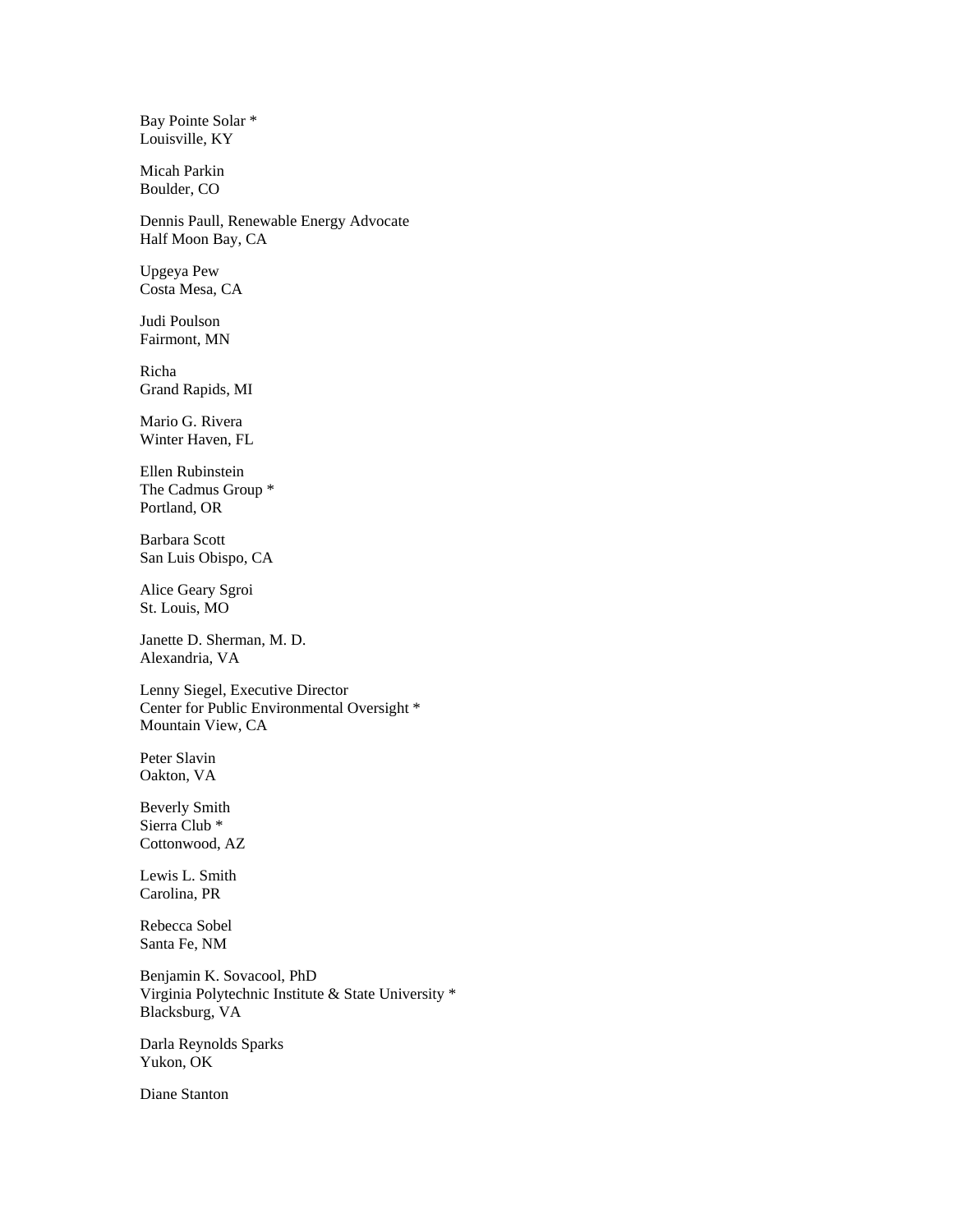Bay Pointe Solar *
Louisville, KY

Micah Parkin
Boulder, CO

Dennis Paull, Renewable Energy Advocate
Half Moon Bay, CA

Upgeya Pew
Costa Mesa, CA

Judi Poulson
Fairmont, MN

Richa
Grand Rapids, MI

Mario G. Rivera
Winter Haven, FL

Ellen Rubinstein
The Cadmus Group *
Portland, OR

Barbara Scott
San Luis Obispo, CA

Alice Geary Sgroi
St. Louis, MO

Janette D. Sherman, M. D.
Alexandria, VA

Lenny Siegel, Executive Director
Center for Public Environmental Oversight *
Mountain View, CA

Peter Slavin
Oakton, VA

Beverly Smith
Sierra Club *
Cottonwood, AZ

Lewis L. Smith
Carolina, PR

Rebecca Sobel
Santa Fe, NM

Benjamin K. Sovacool, PhD
Virginia Polytechnic Institute & State University *
Blacksburg, VA

Darla Reynolds Sparks
Yukon, OK

Diane Stanton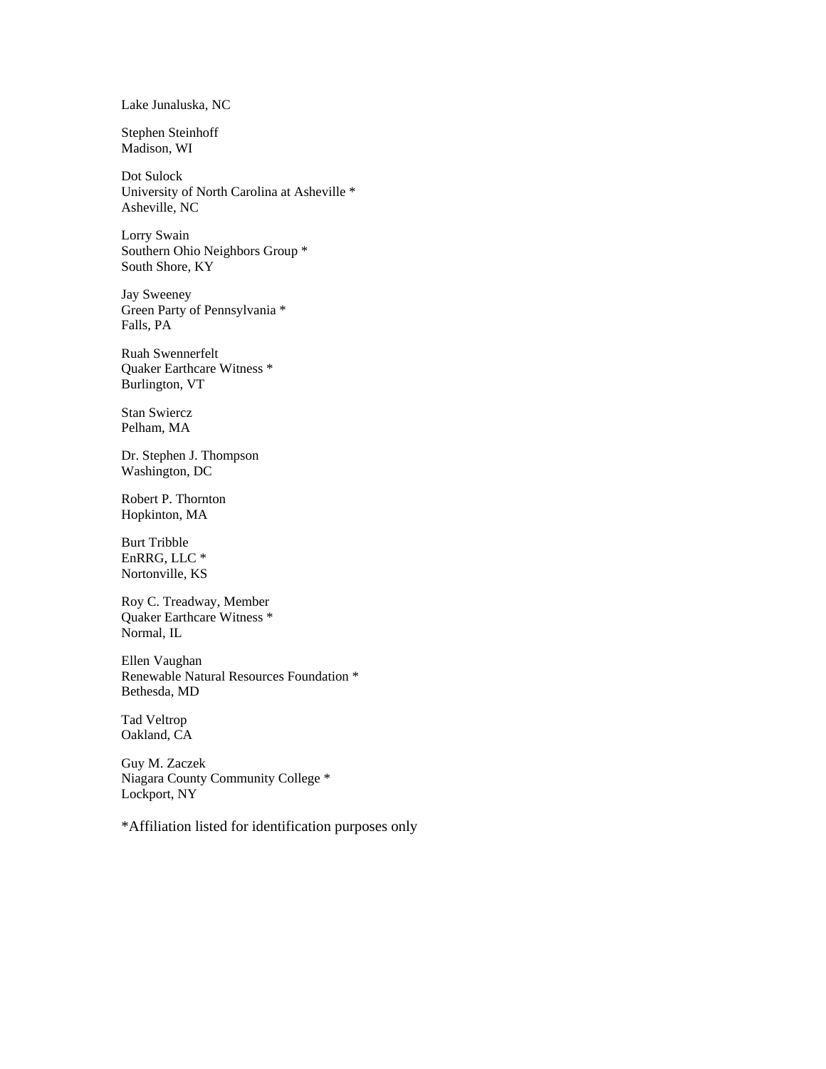Lake Junaluska, NC

Stephen Steinhoff
Madison, WI

Dot Sulock
University of North Carolina at Asheville *
Asheville, NC

Lorry Swain
Southern Ohio Neighbors Group *
South Shore, KY

Jay Sweeney
Green Party of Pennsylvania *
Falls, PA

Ruah Swennerfelt
Quaker Earthcare Witness *
Burlington, VT

Stan Swiercz
Pelham, MA

Dr. Stephen J. Thompson
Washington, DC

Robert P. Thornton
Hopkinton, MA

Burt Tribble
EnRRG, LLC *
Nortonville, KS

Roy C. Treadway, Member
Quaker Earthcare Witness *
Normal, IL

Ellen Vaughan
Renewable Natural Resources Foundation *
Bethesda, MD

Tad Veltrop
Oakland, CA

Guy M. Zaczek
Niagara County Community College *
Lockport, NY

*Affiliation listed for identification purposes only